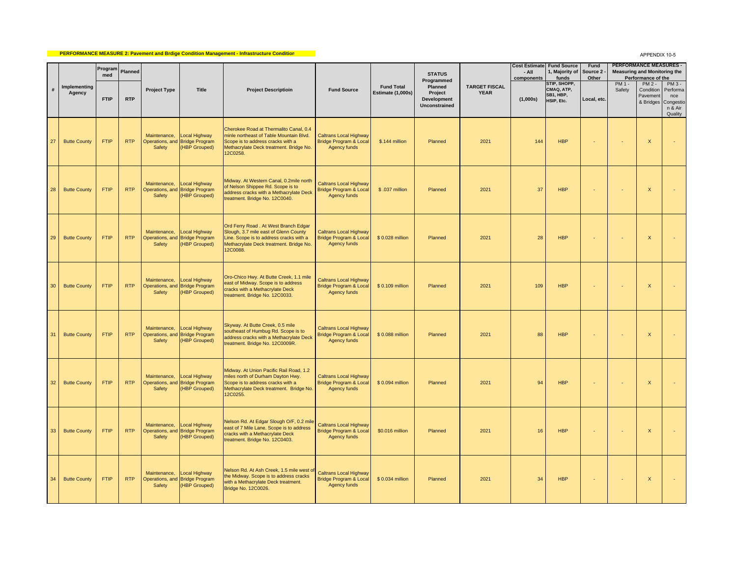**PERFORMANCE MEASURE 2: Pavement and Brdige Condition Management - Infrastructure Condition**

APPENDIX 10-5

| # | Implementing Agency | Programmed | Planned | Project Type | Title | Project Descriptioin | Fund Source | Fund Total Estimate (1,000s) | STATUS Programmed Planned Project Development Unconstrained | TARGET FISCAL YEAR | Cost Estimate - All components | Fund Source 1, Majority of funds | Fund Source 2 - Other | PERFORMANCE MEASURES - Measuring and Monitoring the Performance of the | | |
|---|---|---|---|---|---|---|---|---|---|---|---|---|---|---|---|---|
| | | FTIP | RTP | | | | | | | | (1,000s) | STIP, SHOPP, CMAQ, ATP, SB1, HBP, HSIP, Etc. | Local, etc. | PM 1 - Safety | PM 2 - Condition Pavement & Bridges | PM 3 - Performance Congestion & Air Quality |
| 27 | Butte County | FTIP | RTP | Maintenance, Operations, and Safety | Local Highway Bridge Program (HBP Grouped) | Cherokee Road at Thermalito Canal, 0.4 minle northeast of Table Mountain Blvd. Scope is to address cracks with a Methacrylate Deck treatment. Bridge No. 12C0258. | Caltrans Local Highway Bridge Program & Local Agency funds | $.144 million | Planned | 2021 | 144 | HBP | - | - | X | - |
| 28 | Butte County | FTIP | RTP | Maintenance, Operations, and Safety | Local Highway Bridge Program (HBP Grouped) | Midway. At Western Canal, 0.2mile north of Nelson Shippee Rd. Scope is to address cracks with a Methacrylate Deck treatment. Bridge No. 12C0040. | Caltrans Local Highway Bridge Program & Local Agency funds | $ .037 million | Planned | 2021 | 37 | HBP | - | - | X | - |
| 29 | Butte County | FTIP | RTP | Maintenance, Operations, and Safety | Local Highway Bridge Program (HBP Grouped) | Ord Ferry Road . At West Branch Edgar Slough, 3.7 mile east of Glenn County Line. Scope is to address cracks with a Methacrylate Deck treatment. Bridge No. 12C0088. | Caltrans Local Highway Bridge Program & Local Agency funds | $ 0.028 million | Planned | 2021 | 28 | HBP | - | - | X | - |
| 30 | Butte County | FTIP | RTP | Maintenance, Operations, and Safety | Local Highway Bridge Program (HBP Grouped) | Oro-Chico Hwy. At Butte Creek, 1.1 mile east of Midway. Scope is to address cracks with a Methacrylate Deck treatment. Bridge No. 12C0033. | Caltrans Local Highway Bridge Program & Local Agency funds | $ 0.109 million | Planned | 2021 | 109 | HBP | - | - | X | - |
| 31 | Butte County | FTIP | RTP | Maintenance, Operations, and Safety | Local Highway Bridge Program (HBP Grouped) | Skyway. At Butte Creek, 0.5 mile southeast of Humbug Rd. Scope is to address cracks with a Methacrylate Deck treatment. Bridge No. 12C0009R. | Caltrans Local Highway Bridge Program & Local Agency funds | $ 0.088 million | Planned | 2021 | 88 | HBP | - | - | X | - |
| 32 | Butte County | FTIP | RTP | Maintenance, Operations, and Safety | Local Highway Bridge Program (HBP Grouped) | Midway. At Union Pacific Rail Road, 1.2 miles north of Durham Dayton Hwy. Scope is to address cracks with a Methacrylate Deck treatment. Bridge No. 12C0255. | Caltrans Local Highway Bridge Program & Local Agency funds | $ 0.094 million | Planned | 2021 | 94 | HBP | - | - | X | - |
| 33 | Butte County | FTIP | RTP | Maintenance, Operations, and Safety | Local Highway Bridge Program (HBP Grouped) | Nelson Rd. At Edgar Slough O/F, 0.2 mile east of 7 Mile Lane. Scope is to address cracks with a Methacrylate Deck treatment. Bridge No. 12C0403. | Caltrans Local Highway Bridge Program & Local Agency funds | $0.016 million | Planned | 2021 | 16 | HBP | - | - | X | - |
| 34 | Butte County | FTIP | RTP | Maintenance, Operations, and Safety | Local Highway Bridge Program (HBP Grouped) | Nelson Rd. At Ash Creek, 1.5 mile west of the Midway. Scope is to address cracks with a Methacrylate Deck treatment. Bridge No. 12C0026. | Caltrans Local Highway Bridge Program & Local Agency funds | $ 0.034 million | Planned | 2021 | 34 | HBP | - | - | X | - |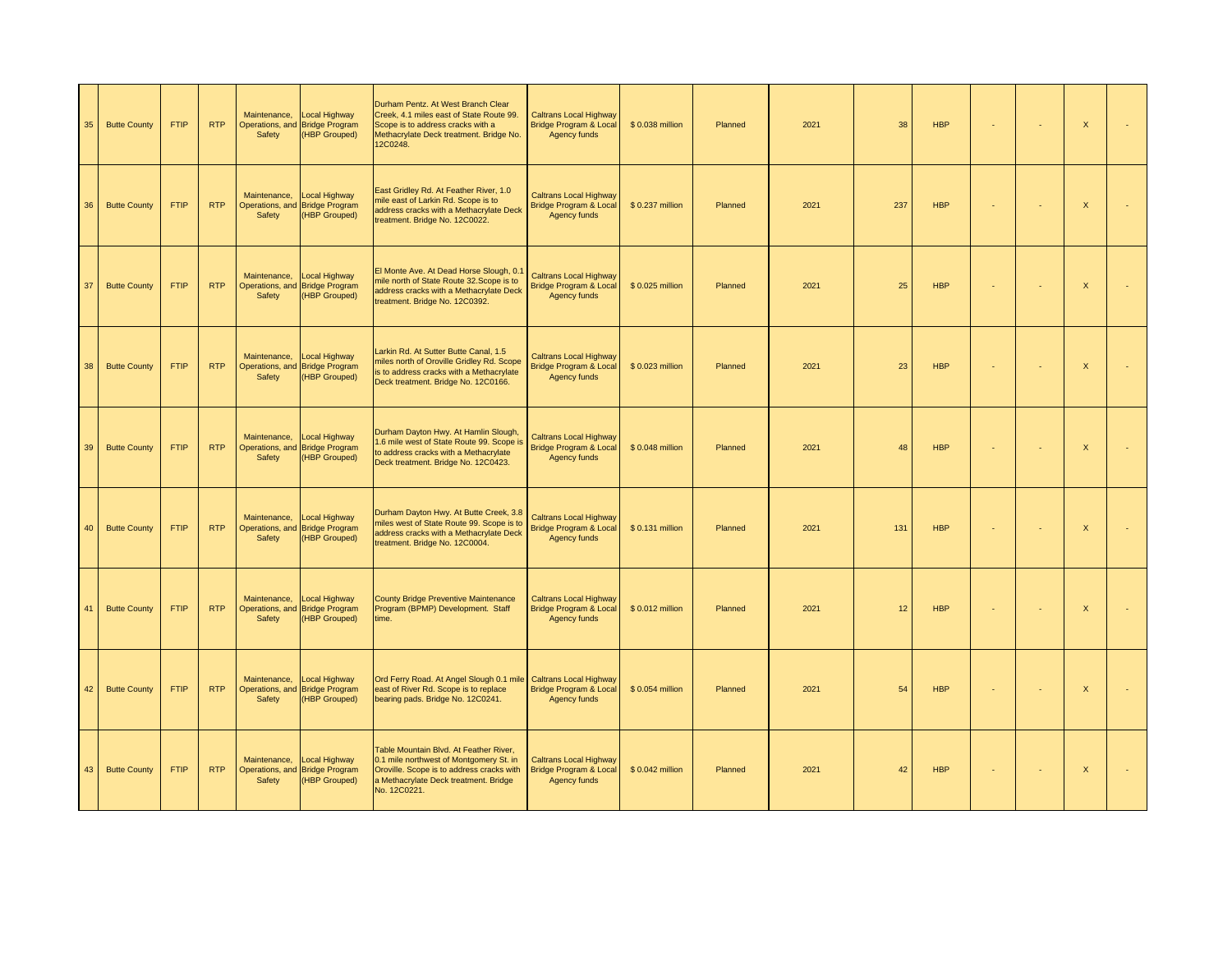| | | | | | | | | | | | | | | | | |
|---|---|---|---|---|---|---|---|---|---|---|---|---|---|---|---|---|
| 35 | Butte County | FTIP | RTP | Maintenance, Operations, and Safety | Local Highway Bridge Program (HBP Grouped) | Durham Pentz. At West Branch Clear Creek, 4.1 miles east of State Route 99. Scope is to address cracks with a Methacrylate Deck treatment. Bridge No. 12C0248. | Caltrans Local Highway Bridge Program & Local Agency funds | $ 0.038 million | Planned | 2021 | 38 | HBP | - | - | X | - |
| 36 | Butte County | FTIP | RTP | Maintenance, Operations, and Safety | Local Highway Bridge Program (HBP Grouped) | East Gridley Rd. At Feather River, 1.0 mile east of Larkin Rd. Scope is to address cracks with a Methacrylate Deck treatment. Bridge No. 12C0022. | Caltrans Local Highway Bridge Program & Local Agency funds | $ 0.237 million | Planned | 2021 | 237 | HBP | - | - | X | - |
| 37 | Butte County | FTIP | RTP | Maintenance, Operations, and Safety | Local Highway Bridge Program (HBP Grouped) | El Monte Ave. At Dead Horse Slough, 0.1 mile north of State Route 32.Scope is to address cracks with a Methacrylate Deck treatment. Bridge No. 12C0392. | Caltrans Local Highway Bridge Program & Local Agency funds | $ 0.025 million | Planned | 2021 | 25 | HBP | - | - | X | - |
| 38 | Butte County | FTIP | RTP | Maintenance, Operations, and Safety | Local Highway Bridge Program (HBP Grouped) | Larkin Rd. At Sutter Butte Canal, 1.5 miles north of Oroville Gridley Rd. Scope is to address cracks with a Methacrylate Deck treatment. Bridge No. 12C0166. | Caltrans Local Highway Bridge Program & Local Agency funds | $ 0.023 million | Planned | 2021 | 23 | HBP | - | - | X | - |
| 39 | Butte County | FTIP | RTP | Maintenance, Operations, and Safety | Local Highway Bridge Program (HBP Grouped) | Durham Dayton Hwy. At Hamlin Slough, 1.6 mile west of State Route 99. Scope is to address cracks with a Methacrylate Deck treatment. Bridge No. 12C0423. | Caltrans Local Highway Bridge Program & Local Agency funds | $ 0.048 million | Planned | 2021 | 48 | HBP | - | - | X | - |
| 40 | Butte County | FTIP | RTP | Maintenance, Operations, and Safety | Local Highway Bridge Program (HBP Grouped) | Durham Dayton Hwy. At Butte Creek, 3.8 miles west of State Route 99. Scope is to address cracks with a Methacrylate Deck treatment. Bridge No. 12C0004. | Caltrans Local Highway Bridge Program & Local Agency funds | $ 0.131 million | Planned | 2021 | 131 | HBP | - | - | X | - |
| 41 | Butte County | FTIP | RTP | Maintenance, Operations, and Safety | Local Highway Bridge Program (HBP Grouped) | County Bridge Preventive Maintenance Program (BPMP) Development. Staff time. | Caltrans Local Highway Bridge Program & Local Agency funds | $ 0.012 million | Planned | 2021 | 12 | HBP | - | - | X | - |
| 42 | Butte County | FTIP | RTP | Maintenance, Operations, and Safety | Local Highway Bridge Program (HBP Grouped) | Ord Ferry Road. At Angel Slough 0.1 mile east of River Rd. Scope is to replace bearing pads. Bridge No. 12C0241. | Caltrans Local Highway Bridge Program & Local Agency funds | $ 0.054 million | Planned | 2021 | 54 | HBP | - | - | X | - |
| 43 | Butte County | FTIP | RTP | Maintenance, Operations, and Safety | Local Highway Bridge Program (HBP Grouped) | Table Mountain Blvd. At Feather River, 0.1 mile northwest of Montgomery St. in Oroville. Scope is to address cracks with a Methacrylate Deck treatment. Bridge No. 12C0221. | Caltrans Local Highway Bridge Program & Local Agency funds | $ 0.042 million | Planned | 2021 | 42 | HBP | - | - | X | - |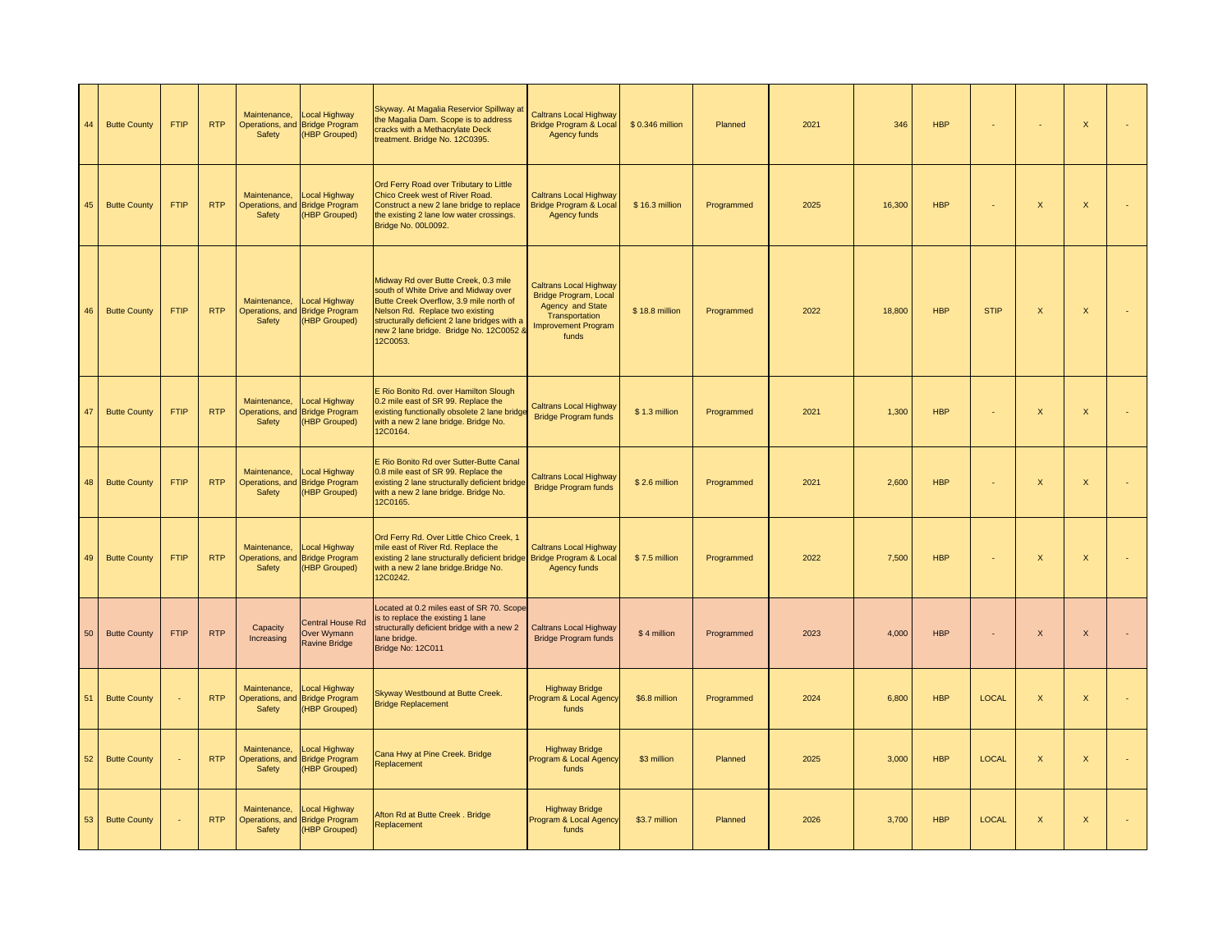| 44 | Butte County | FTIP | RTP | Maintenance, Operations, and Safety | Local Highway Bridge Program (HBP Grouped) | Skyway. At Magalia Reservior Spillway at the Magalia Dam. Scope is to address cracks with a Methacrylate Deck treatment. Bridge No. 12C0395. | Caltrans Local Highway Bridge Program & Local Agency funds | $ 0.346 million | Planned | 2021 | 346 | HBP | - | - | X | - |
|---|---|---|---|---|---|---|---|---|---|---|---|---|---|---|---|---|
| 45 | Butte County | FTIP | RTP | Maintenance, Operations, and Safety | Local Highway Bridge Program (HBP Grouped) | Ord Ferry Road over Tributary to Little Chico Creek west of River Road. Construct a new 2 lane bridge to replace the existing 2 lane low water crossings. Bridge No. 00L0092. | Caltrans Local Highway Bridge Program & Local Agency funds | $ 16.3 million | Programmed | 2025 | 16,300 | HBP | - | X | X | - |
| 46 | Butte County | FTIP | RTP | Maintenance, Operations, and Safety | Local Highway Bridge Program (HBP Grouped) | Midway Rd over Butte Creek, 0.3 mile south of White Drive and Midway over Butte Creek Overflow, 3.9 mile north of Nelson Rd. Replace two existing structurally deficient 2 lane bridges with a new 2 lane bridge. Bridge No. 12C0052 & 12C0053. | Caltrans Local Highway Bridge Program, Local Agency and State Transportation Improvement Program funds | $ 18.8 million | Programmed | 2022 | 18,800 | HBP | STIP | X | X | - |
| 47 | Butte County | FTIP | RTP | Maintenance, Operations, and Safety | Local Highway Bridge Program (HBP Grouped) | E Rio Bonito Rd. over Hamilton Slough 0.2 mile east of SR 99. Replace the existing functionally obsolete 2 lane bridge with a new 2 lane bridge. Bridge No. 12C0164. | Caltrans Local Highway Bridge Program funds | $ 1.3 million | Programmed | 2021 | 1,300 | HBP | - | X | X | - |
| 48 | Butte County | FTIP | RTP | Maintenance, Operations, and Safety | Local Highway Bridge Program (HBP Grouped) | E Rio Bonito Rd over Sutter-Butte Canal 0.8 mile east of SR 99. Replace the existing 2 lane structurally deficient bridge with a new 2 lane bridge. Bridge No. 12C0165. | Caltrans Local Highway Bridge Program funds | $ 2.6 million | Programmed | 2021 | 2,600 | HBP | - | X | X | - |
| 49 | Butte County | FTIP | RTP | Maintenance, Operations, and Safety | Local Highway Bridge Program (HBP Grouped) | Ord Ferry Rd. Over Little Chico Creek, 1 mile east of River Rd. Replace the existing 2 lane structurally deficient bridge with a new 2 lane bridge.Bridge No. 12C0242. | Caltrans Local Highway Bridge Program & Local Agency funds | $ 7.5 million | Programmed | 2022 | 7,500 | HBP | - | X | X | - |
| 50 | Butte County | FTIP | RTP | Capacity Increasing | Central House Rd Over Wymann Ravine Bridge | Located at 0.2 miles east of SR 70. Scope is to replace the existing 1 lane structurally deficient bridge with a new 2 lane bridge. Bridge No: 12C011 | Caltrans Local Highway Bridge Program funds | $ 4 million | Programmed | 2023 | 4,000 | HBP | - | X | X | - |
| 51 | Butte County | - | RTP | Maintenance, Operations, and Safety | Local Highway Bridge Program (HBP Grouped) | Skyway Westbound at Butte Creek. Bridge Replacement | Highway Bridge Program & Local Agency funds | $6.8 million | Programmed | 2024 | 6,800 | HBP | LOCAL | X | X | - |
| 52 | Butte County | - | RTP | Maintenance, Operations, and Safety | Local Highway Bridge Program (HBP Grouped) | Cana Hwy at Pine Creek. Bridge Replacement | Highway Bridge Program & Local Agency funds | $3 million | Planned | 2025 | 3,000 | HBP | LOCAL | X | X | - |
| 53 | Butte County | - | RTP | Maintenance, Operations, and Safety | Local Highway Bridge Program (HBP Grouped) | Afton Rd at Butte Creek . Bridge Replacement | Highway Bridge Program & Local Agency funds | $3.7 million | Planned | 2026 | 3,700 | HBP | LOCAL | X | X | - |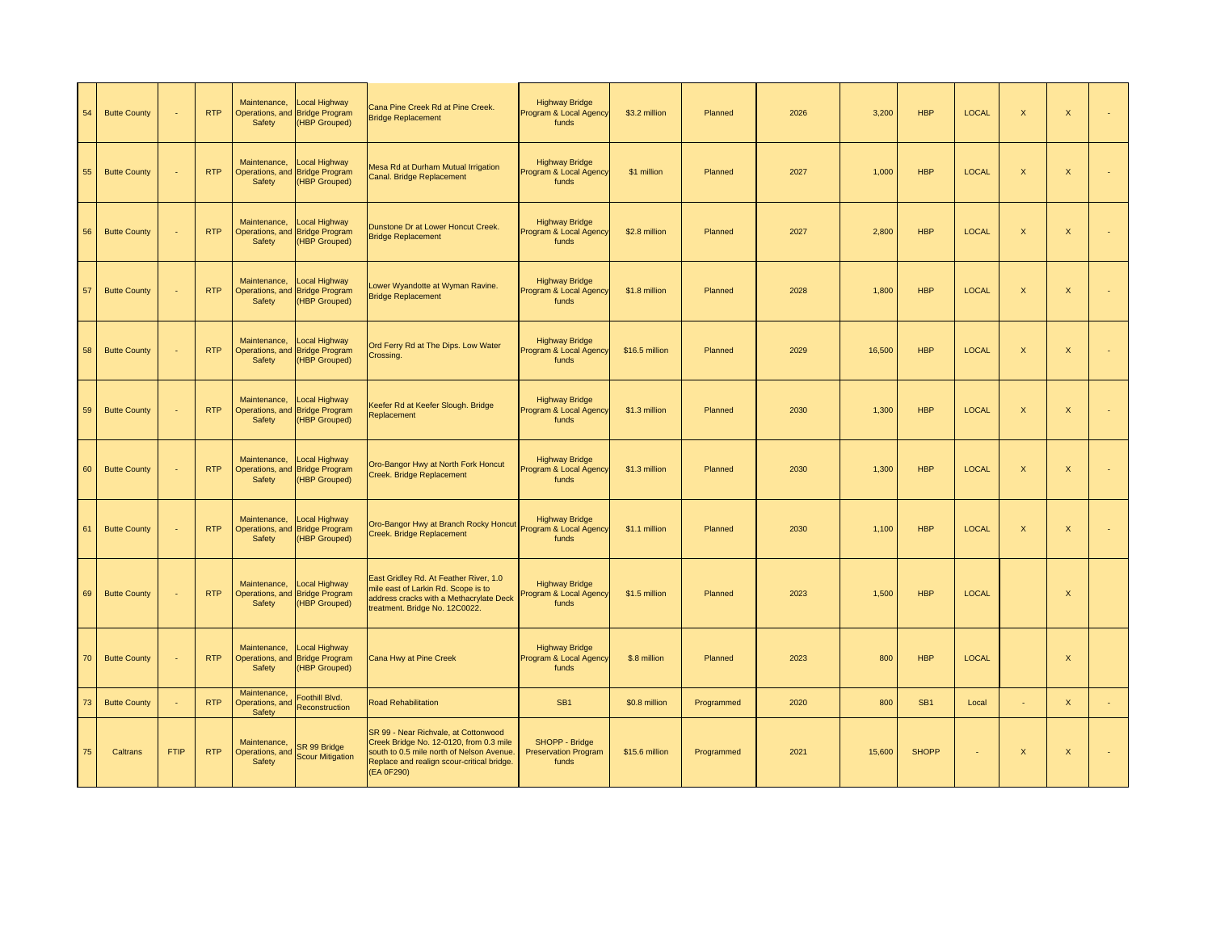| 54 | Butte County | - | RTP | Maintenance, Operations, and Safety | Local Highway Bridge Program (HBP Grouped) | Cana Pine Creek Rd at Pine Creek. Bridge Replacement | Highway Bridge Program & Local Agency funds | $3.2 million | Planned | 2026 | 3,200 | HBP | LOCAL | X | X | - |
|---|---|---|---|---|---|---|---|---|---|---|---|---|---|---|---|---|
| 55 | Butte County | - | RTP | Maintenance, Operations, and Safety | Local Highway Bridge Program (HBP Grouped) | Mesa Rd at Durham Mutual Irrigation Canal. Bridge Replacement | Highway Bridge Program & Local Agency funds | $1 million | Planned | 2027 | 1,000 | HBP | LOCAL | X | X | - |
| 56 | Butte County | - | RTP | Maintenance, Operations, and Safety | Local Highway Bridge Program (HBP Grouped) | Dunstone Dr at Lower Honcut Creek. Bridge Replacement | Highway Bridge Program & Local Agency funds | $2.8 million | Planned | 2027 | 2,800 | HBP | LOCAL | X | X | - |
| 57 | Butte County | - | RTP | Maintenance, Operations, and Safety | Local Highway Bridge Program (HBP Grouped) | Lower Wyandotte at Wyman Ravine. Bridge Replacement | Highway Bridge Program & Local Agency funds | $1.8 million | Planned | 2028 | 1,800 | HBP | LOCAL | X | X | - |
| 58 | Butte County | - | RTP | Maintenance, Operations, and Safety | Local Highway Bridge Program (HBP Grouped) | Ord Ferry Rd at The Dips. Low Water Crossing. | Highway Bridge Program & Local Agency funds | $16.5 million | Planned | 2029 | 16,500 | HBP | LOCAL | X | X | - |
| 59 | Butte County | - | RTP | Maintenance, Operations, and Safety | Local Highway Bridge Program (HBP Grouped) | Keefer Rd at Keefer Slough. Bridge Replacement | Highway Bridge Program & Local Agency funds | $1.3 million | Planned | 2030 | 1,300 | HBP | LOCAL | X | X | - |
| 60 | Butte County | - | RTP | Maintenance, Operations, and Safety | Local Highway Bridge Program (HBP Grouped) | Oro-Bangor Hwy at North Fork Honcut Creek. Bridge Replacement | Highway Bridge Program & Local Agency funds | $1.3 million | Planned | 2030 | 1,300 | HBP | LOCAL | X | X | - |
| 61 | Butte County | - | RTP | Maintenance, Operations, and Safety | Local Highway Bridge Program (HBP Grouped) | Oro-Bangor Hwy at Branch Rocky Honcut Creek. Bridge Replacement | Highway Bridge Program & Local Agency funds | $1.1 million | Planned | 2030 | 1,100 | HBP | LOCAL | X | X | - |
| 69 | Butte County | - | RTP | Maintenance, Operations, and Safety | Local Highway Bridge Program (HBP Grouped) | East Gridley Rd. At Feather River, 1.0 mile east of Larkin Rd. Scope is to address cracks with a Methacrylate Deck treatment. Bridge No. 12C0022. | Highway Bridge Program & Local Agency funds | $1.5 million | Planned | 2023 | 1,500 | HBP | LOCAL | | X | |
| 70 | Butte County | - | RTP | Maintenance, Operations, and Safety | Local Highway Bridge Program (HBP Grouped) | Cana Hwy at Pine Creek | Highway Bridge Program & Local Agency funds | $.8 million | Planned | 2023 | 800 | HBP | LOCAL | | X | |
| 73 | Butte County | - | RTP | Maintenance, Operations, and Safety | Foothill Blvd. Reconstruction | Road Rehabilitation | SB1 | $0.8 million | Programmed | 2020 | 800 | SB1 | Local | - | X | - |
| 75 | Caltrans | FTIP | RTP | Maintenance, Operations, and Safety | SR 99 Bridge Scour Mitigation | SR 99 - Near Richvale, at Cottonwood Creek Bridge No. 12-0120, from 0.3 mile south to 0.5 mile north of Nelson Avenue. Replace and realign scour-critical bridge. (EA 0F290) | SHOPP - Bridge Preservation Program funds | $15.6 million | Programmed | 2021 | 15,600 | SHOPP | - | X | X | - |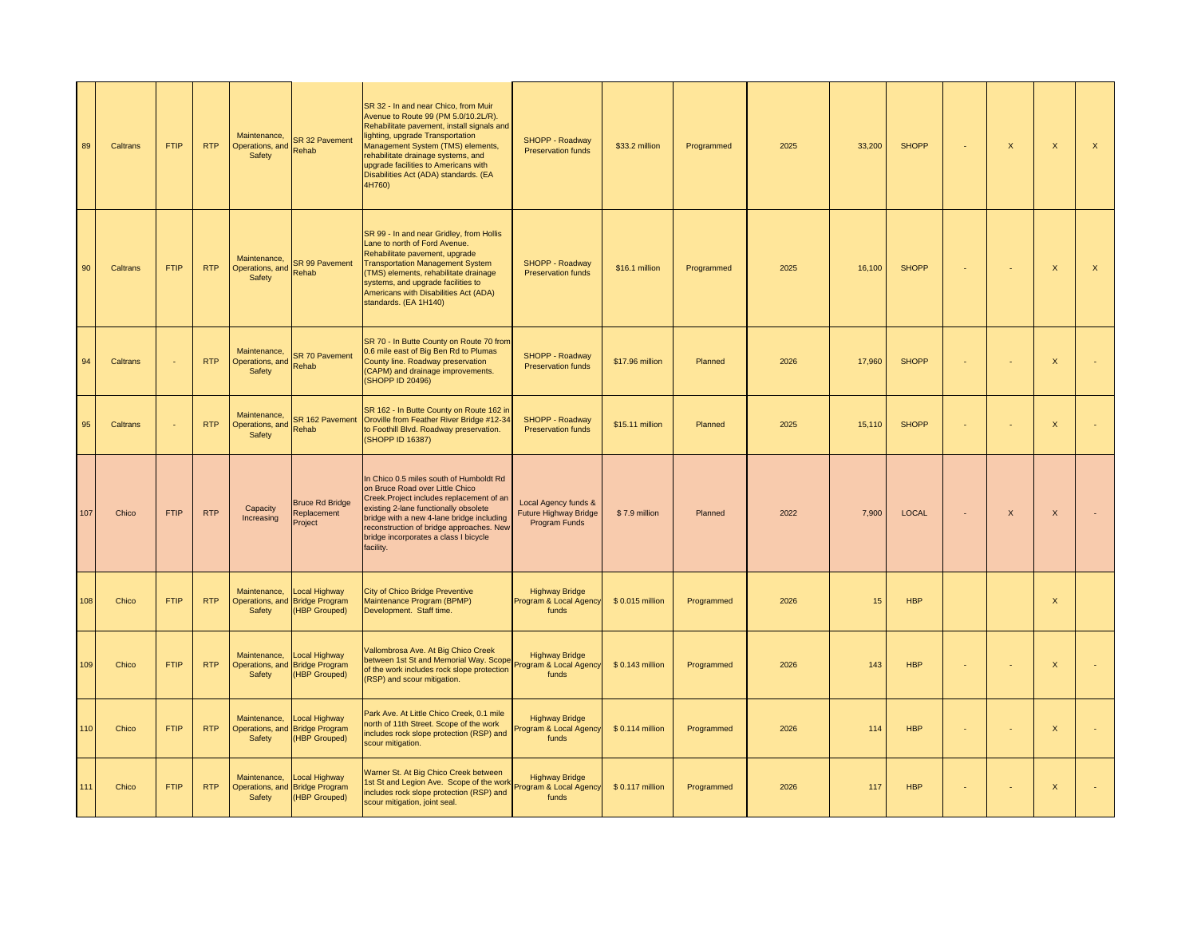| | | | | | | | | | | | | | | | | |
|---|---|---|---|---|---|---|---|---|---|---|---|---|---|---|---|---|
| 89 | Caltrans | FTIP | RTP | Maintenance, Operations, and Safety | SR 32 Pavement Rehab | SR 32 - In and near Chico, from Muir Avenue to Route 99 (PM 5.0/10.2L/R). Rehabilitate pavement, install signals and lighting, upgrade Transportation Management System (TMS) elements, rehabilitate drainage systems, and upgrade facilities to Americans with Disabilities Act (ADA) standards. (EA 4H760) | SHOPP - Roadway Preservation funds | $33.2 million | Programmed | 2025 | 33,200 | SHOPP | - | X | X | X |
| 90 | Caltrans | FTIP | RTP | Maintenance, Operations, and Safety | SR 99 Pavement Rehab | SR 99 - In and near Gridley, from Hollis Lane to north of Ford Avenue. Rehabilitate pavement, upgrade Transportation Management System (TMS) elements, rehabilitate drainage systems, and upgrade facilities to Americans with Disabilities Act (ADA) standards. (EA 1H140) | SHOPP - Roadway Preservation funds | $16.1 million | Programmed | 2025 | 16,100 | SHOPP | - | - | X | X |
| 94 | Caltrans | - | RTP | Maintenance, Operations, and Safety | SR 70 Pavement Rehab | SR 70 - In Butte County on Route 70 from 0.6 mile east of Big Ben Rd to Plumas County line. Roadway preservation (CAPM) and drainage improvements. (SHOPP ID 20496) | SHOPP - Roadway Preservation funds | $17.96 million | Planned | 2026 | 17,960 | SHOPP | - | - | X | - |
| 95 | Caltrans | - | RTP | Maintenance, Operations, and Safety | SR 162 Pavement Rehab | SR 162 - In Butte County on Route 162 in Oroville from Feather River Bridge #12-34 to Foothill Blvd. Roadway preservation. (SHOPP ID 16387) | SHOPP - Roadway Preservation funds | $15.11 million | Planned | 2025 | 15,110 | SHOPP | - | - | X | - |
| 107 | Chico | FTIP | RTP | Capacity Increasing | Bruce Rd Bridge Replacement Project | In Chico 0.5 miles south of Humboldt Rd on Bruce Road over Little Chico Creek.Project includes replacement of an existing 2-lane functionally obsolete bridge with a new 4-lane bridge including reconstruction of bridge approaches. New bridge incorporates a class I bicycle facility. | Local Agency funds & Future Highway Bridge Program Funds | $ 7.9 million | Planned | 2022 | 7,900 | LOCAL | - | X | X | - |
| 108 | Chico | FTIP | RTP | Maintenance, Operations, and Safety | Local Highway Bridge Program (HBP Grouped) | City of Chico Bridge Preventive Maintenance Program (BPMP) Development. Staff time. | Highway Bridge Program & Local Agency funds | $ 0.015 million | Programmed | 2026 | 15 | HBP | | | X | |
| 109 | Chico | FTIP | RTP | Maintenance, Operations, and Safety | Local Highway Bridge Program (HBP Grouped) | Vallombrosa Ave. At Big Chico Creek between 1st St and Memorial Way. Scope of the work includes rock slope protection (RSP) and scour mitigation. | Highway Bridge Program & Local Agency funds | $ 0.143 million | Programmed | 2026 | 143 | HBP | - | - | X | - |
| 110 | Chico | FTIP | RTP | Maintenance, Operations, and Safety | Local Highway Bridge Program (HBP Grouped) | Park Ave. At Little Chico Creek, 0.1 mile north of 11th Street. Scope of the work includes rock slope protection (RSP) and scour mitigation. | Highway Bridge Program & Local Agency funds | $ 0.114 million | Programmed | 2026 | 114 | HBP | - | - | X | - |
| 111 | Chico | FTIP | RTP | Maintenance, Operations, and Safety | Local Highway Bridge Program (HBP Grouped) | Warner St. At Big Chico Creek between 1st St and Legion Ave. Scope of the work includes rock slope protection (RSP) and scour mitigation, joint seal. | Highway Bridge Program & Local Agency funds | $ 0.117 million | Programmed | 2026 | 117 | HBP | - | - | X | - |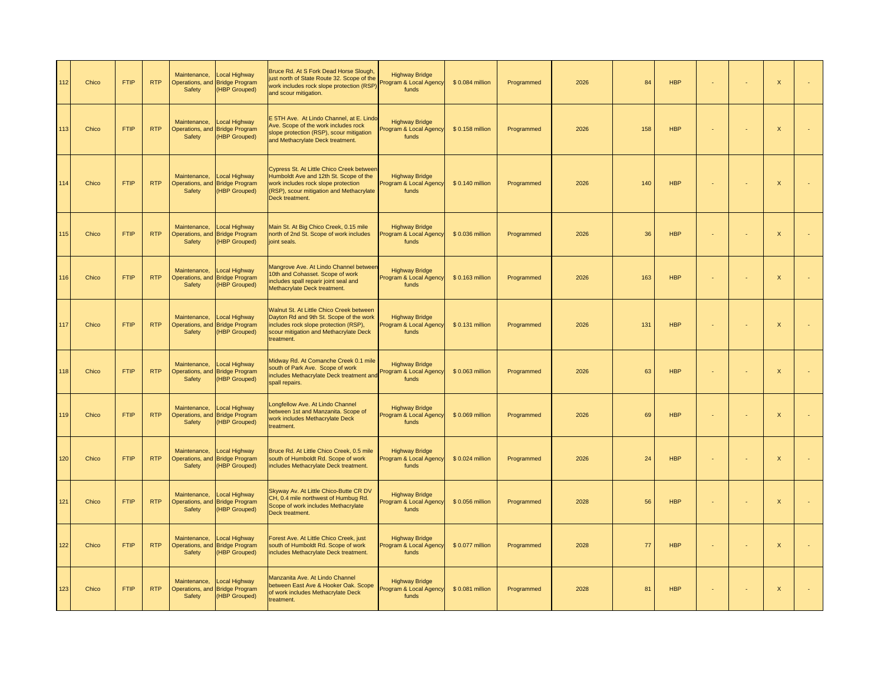| 112 | Chico | FTIP | RTP | Maintenance, Operations, and Safety | Local Highway Bridge Program (HBP Grouped) | Bruce Rd. At S Fork Dead Horse Slough, just north of State Route 32. Scope of the work includes rock slope protection (RSP) and scour mitigation. | Highway Bridge Program & Local Agency funds | $ 0.084 million | Programmed | 2026 | 84 | HBP | - | - | X | - |
|---|---|---|---|---|---|---|---|---|---|---|---|---|---|---|---|---|
| 113 | Chico | FTIP | RTP | Maintenance, Operations, and Safety | Local Highway Bridge Program (HBP Grouped) | E 5TH Ave. At Lindo Channel, at E. Lindo Ave. Scope of the work includes rock slope protection (RSP), scour mitigation and Methacrylate Deck treatment. | Highway Bridge Program & Local Agency funds | $ 0.158 million | Programmed | 2026 | 158 | HBP | - | - | X | - |
| 114 | Chico | FTIP | RTP | Maintenance, Operations, and Safety | Local Highway Bridge Program (HBP Grouped) | Cypress St. At Little Chico Creek between Humboldt Ave and 12th St. Scope of the work includes rock slope protection (RSP), scour mitigation and Methacrylate Deck treatment. | Highway Bridge Program & Local Agency funds | $ 0.140 million | Programmed | 2026 | 140 | HBP | - | - | X | - |
| 115 | Chico | FTIP | RTP | Maintenance, Operations, and Safety | Local Highway Bridge Program (HBP Grouped) | Main St. At Big Chico Creek, 0.15 mile north of 2nd St. Scope of work includes joint seals. | Highway Bridge Program & Local Agency funds | $ 0.036 million | Programmed | 2026 | 36 | HBP | - | - | X | - |
| 116 | Chico | FTIP | RTP | Maintenance, Operations, and Safety | Local Highway Bridge Program (HBP Grouped) | Mangrove Ave. At Lindo Channel between 10th and Cohasset. Scope of work includes spall reparir joint seal and Methacrylate Deck treatment. | Highway Bridge Program & Local Agency funds | $ 0.163 million | Programmed | 2026 | 163 | HBP | - | - | X | - |
| 117 | Chico | FTIP | RTP | Maintenance, Operations, and Safety | Local Highway Bridge Program (HBP Grouped) | Walnut St. At Little Chico Creek between Dayton Rd and 9th St. Scope of the work includes rock slope protection (RSP), scour mitigation and Methacrylate Deck treatment. | Highway Bridge Program & Local Agency funds | $ 0.131 million | Programmed | 2026 | 131 | HBP | - | - | X | - |
| 118 | Chico | FTIP | RTP | Maintenance, Operations, and Safety | Local Highway Bridge Program (HBP Grouped) | Midway Rd. At Comanche Creek 0.1 mile south of Park Ave. Scope of work includes Methacrylate Deck treatment and spall repairs. | Highway Bridge Program & Local Agency funds | $ 0.063 million | Programmed | 2026 | 63 | HBP | - | - | X | - |
| 119 | Chico | FTIP | RTP | Maintenance, Operations, and Safety | Local Highway Bridge Program (HBP Grouped) | Longfellow Ave. At Lindo Channel between 1st and Manzanita. Scope of work includes Methacrylate Deck treatment. | Highway Bridge Program & Local Agency funds | $ 0.069 million | Programmed | 2026 | 69 | HBP | - | - | X | - |
| 120 | Chico | FTIP | RTP | Maintenance, Operations, and Safety | Local Highway Bridge Program (HBP Grouped) | Bruce Rd. At Little Chico Creek, 0.5 mile south of Humboldt Rd. Scope of work includes Methacrylate Deck treatment. | Highway Bridge Program & Local Agency funds | $ 0.024 million | Programmed | 2026 | 24 | HBP | - | - | X | - |
| 121 | Chico | FTIP | RTP | Maintenance, Operations, and Safety | Local Highway Bridge Program (HBP Grouped) | Skyway Av. At Little Chico-Butte CR DV CH, 0.4 mile northwest of Humbug Rd. Scope of work includes Methacrylate Deck treatment. | Highway Bridge Program & Local Agency funds | $ 0.056 million | Programmed | 2028 | 56 | HBP | - | - | X | - |
| 122 | Chico | FTIP | RTP | Maintenance, Operations, and Safety | Local Highway Bridge Program (HBP Grouped) | Forest Ave. At Little Chico Creek, just south of Humboldt Rd. Scope of work includes Methacrylate Deck treatment. | Highway Bridge Program & Local Agency funds | $ 0.077 million | Programmed | 2028 | 77 | HBP | - | - | X | - |
| 123 | Chico | FTIP | RTP | Maintenance, Operations, and Safety | Local Highway Bridge Program (HBP Grouped) | Manzanita Ave. At Lindo Channel between East Ave & Hooker Oak. Scope of work includes Methacrylate Deck treatment. | Highway Bridge Program & Local Agency funds | $ 0.081 million | Programmed | 2028 | 81 | HBP | - | - | X | - |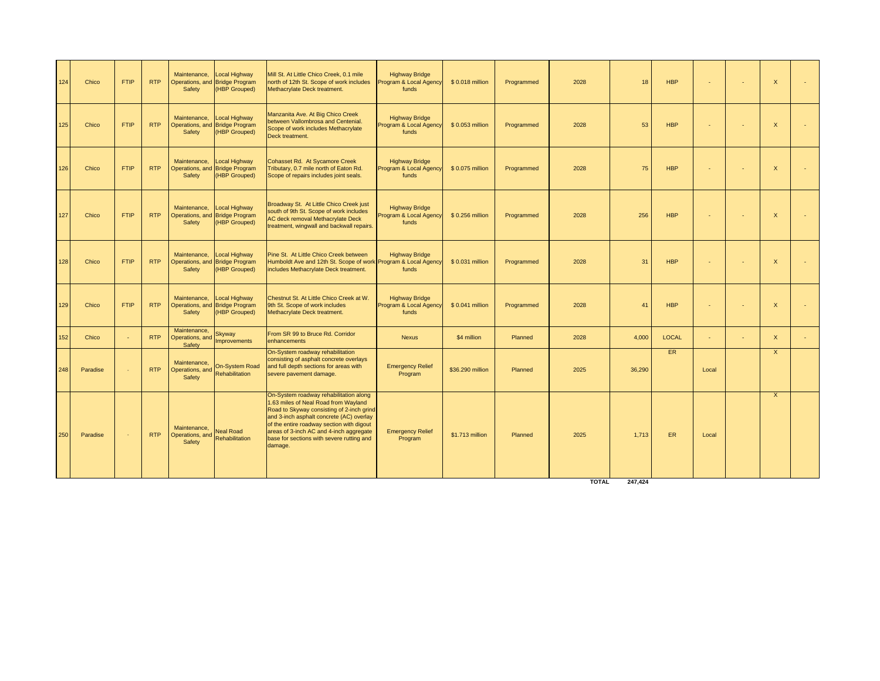| | | | | | | | | | | | | | | | | |
|---|---|---|---|---|---|---|---|---|---|---|---|---|---|---|---|---|
| 124 | Chico | FTIP | RTP | Maintenance, Operations, and Safety | Local Highway Bridge Program (HBP Grouped) | Mill St. At Little Chico Creek, 0.1 mile north of 12th St. Scope of work includes Methacrylate Deck treatment. | Highway Bridge Program & Local Agency funds | $ 0.018 million | Programmed | 2028 | 18 | HBP | - | - | X | - |
| 125 | Chico | FTIP | RTP | Maintenance, Operations, and Safety | Local Highway Bridge Program (HBP Grouped) | Manzanita Ave. At Big Chico Creek between Vallombrosa and Centenial. Scope of work includes Methacrylate Deck treatment. | Highway Bridge Program & Local Agency funds | $ 0.053 million | Programmed | 2028 | 53 | HBP | - | - | X | - |
| 126 | Chico | FTIP | RTP | Maintenance, Operations, and Safety | Local Highway Bridge Program (HBP Grouped) | Cohasset Rd. At Sycamore Creek Tributary, 0.7 mile north of Eaton Rd. Scope of repairs includes joint seals. | Highway Bridge Program & Local Agency funds | $ 0.075 million | Programmed | 2028 | 75 | HBP | - | - | X | - |
| 127 | Chico | FTIP | RTP | Maintenance, Operations, and Safety | Local Highway Bridge Program (HBP Grouped) | Broadway St. At Little Chico Creek just south of 9th St. Scope of work includes AC deck removal Methacrylate Deck treatment, wingwall and backwall repairs. | Highway Bridge Program & Local Agency funds | $ 0.256 million | Programmed | 2028 | 256 | HBP | - | - | X | - |
| 128 | Chico | FTIP | RTP | Maintenance, Operations, and Safety | Local Highway Bridge Program (HBP Grouped) | Pine St. At Little Chico Creek between Humboldt Ave and 12th St. Scope of work includes Methacrylate Deck treatment. | Highway Bridge Program & Local Agency funds | $ 0.031 million | Programmed | 2028 | 31 | HBP | - | - | X | - |
| 129 | Chico | FTIP | RTP | Maintenance, Operations, and Safety | Local Highway Bridge Program (HBP Grouped) | Chestnut St. At Little Chico Creek at W. 9th St. Scope of work includes Methacrylate Deck treatment. | Highway Bridge Program & Local Agency funds | $ 0.041 million | Programmed | 2028 | 41 | HBP | - | - | X | - |
| 152 | Chico | - | RTP | Maintenance, Operations, and Safety | Skyway Improvements | From SR 99 to Bruce Rd. Corridor enhancements | Nexus | $4 million | Planned | 2028 | 4,000 | LOCAL | - | - | X | - |
| 248 | Paradise | - | RTP | Maintenance, Operations, and Safety | On-System Road Rehabilitation | On-System roadway rehabilitation consisting of asphalt concrete overlays and full depth sections for areas with severe pavement damage. | Emergency Relief Program | $36.290 million | Planned | 2025 | 36,290 | ER | Local | | X | |
| 250 | Paradise | - | RTP | Maintenance, Operations, and Safety | Neal Road Rehabilitation | On-System roadway rehabilitation along 1.63 miles of Neal Road from Wayland Road to Skyway consisting of 2-inch grind and 3-inch asphalt concrete (AC) overlay of the entire roadway section with digout areas of 3-inch AC and 4-inch aggregate base for sections with severe rutting and damage. | Emergency Relief Program | $1.713 million | Planned | 2025 | 1,713 | ER | Local | | X | |
| | | | | | | | | | | **TOTAL** | **247,424** | | | | | |